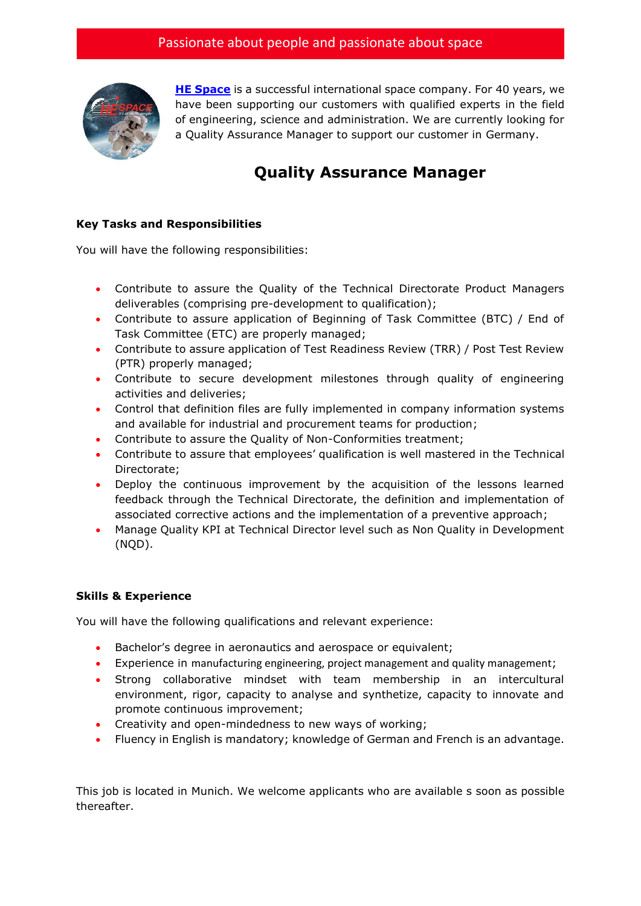Passionate about people and passionate about space

**HE Space** is a successful international space company. For 40 years, we have been supporting our customers with qualified experts in the field of engineering, science and administration. We are currently looking for a Quality Assurance Manager to support our customer in Germany.

# Quality Assurance Manager

### Key Tasks and Responsibilities

You will have the following responsibilities:

- Contribute to assure the Quality of the Technical Directorate Product Managers deliverables (comprising pre-development to qualification);
- Contribute to assure application of Beginning of Task Committee (BTC) / End of Task Committee (ETC) are properly managed;
- Contribute to assure application of Test Readiness Review (TRR) / Post Test Review (PTR) properly managed;
- Contribute to secure development milestones through quality of engineering activities and deliveries;
- Control that definition files are fully implemented in company information systems and available for industrial and procurement teams for production;
- Contribute to assure the Quality of Non-Conformities treatment;
- Contribute to assure that employees' qualification is well mastered in the Technical Directorate;
- Deploy the continuous improvement by the acquisition of the lessons learned feedback through the Technical Directorate, the definition and implementation of associated corrective actions and the implementation of a preventive approach;
- Manage Quality KPI at Technical Director level such as Non Quality in Development (NQD).

### Skills & Experience

You will have the following qualifications and relevant experience:

- Bachelor's degree in aeronautics and aerospace or equivalent;
- Experience in manufacturing engineering, project management and quality management;
- Strong collaborative mindset with team membership in an intercultural environment, rigor, capacity to analyse and synthetize, capacity to innovate and promote continuous improvement;
- Creativity and open-mindedness to new ways of working;
- Fluency in English is mandatory; knowledge of German and French is an advantage.

This job is located in Munich. We welcome applicants who are available s soon as possible thereafter.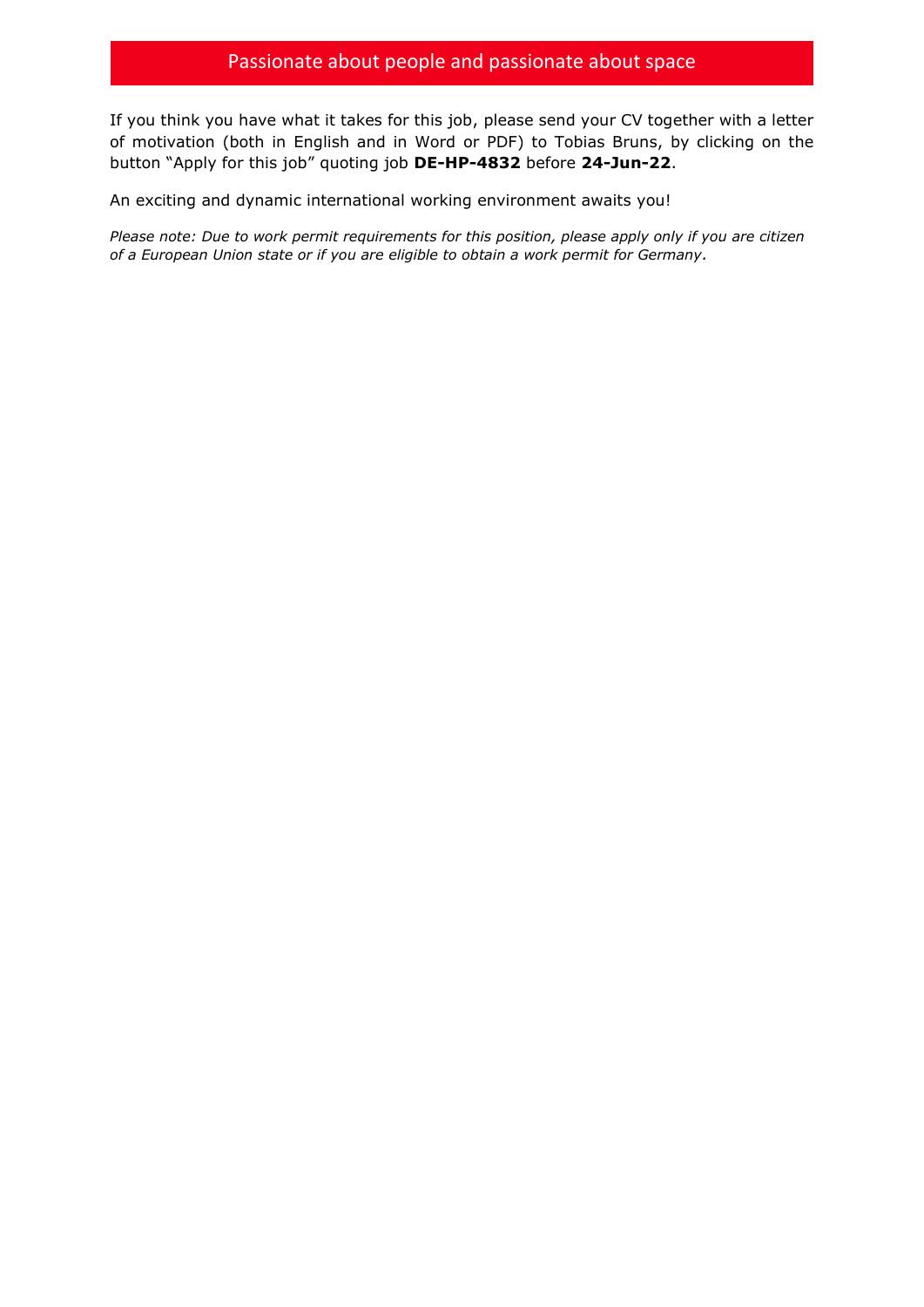## Passionate about people and passionate about space

If you think you have what it takes for this job, please send your CV together with a letter of motivation (both in English and in Word or PDF) to Tobias Bruns, by clicking on the button "Apply for this job" quoting job **DE-HP-4832** before **24-Jun-22**.

An exciting and dynamic international working environment awaits you!

*Please note: Due to work permit requirements for this position, please apply only if you are citizen of a European Union state or if you are eligible to obtain a work permit for Germany.*